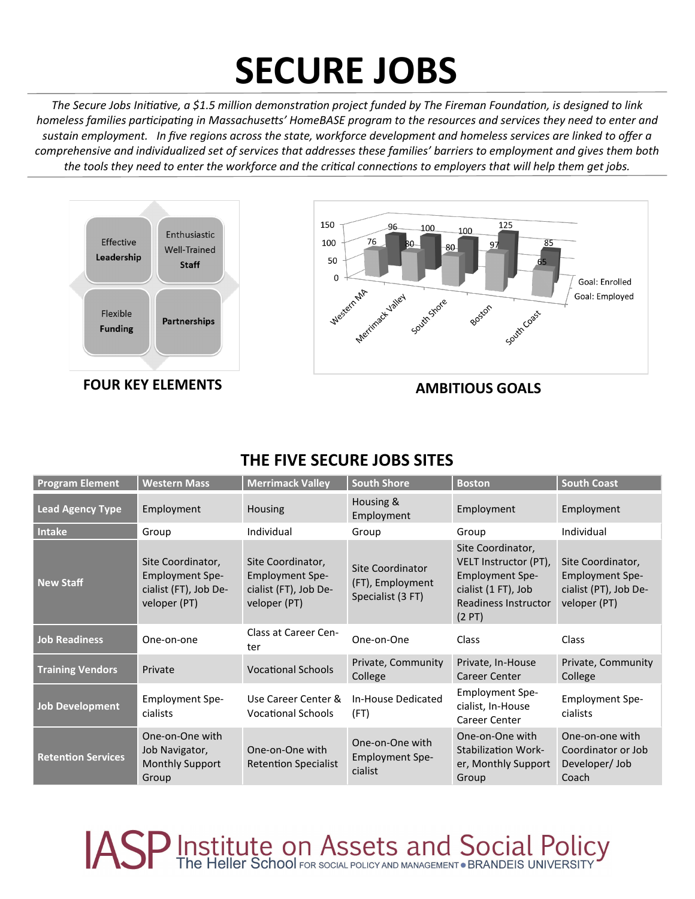# SECURE JOBS

*The Secure Jobs Initiative, a $1.5 million demonstration project funded by The Fireman Foundation, is designed to link homeless families participating in Massachusetts' HomeBASE program to the resources and services they need to enter and sustain employment. In five regions across the state, workforce development and homeless services are linked to offer a comprehensive and individualized set of services that addresses these families' barriers to employment and gives them both the tools they need to enter the workforce and the critical connections to employers that will help them get jobs.*

Effective **Leadership**

Enthusiastic Well-Trained **Staff**

Flexible **Funding**

**Partnerships**

**FOUR KEY ELEMENTS**

| | Western MA | Merrimack Valley | South Shore | Boston | South Coast |
|---|---|---|---|---|---|
| Goal: Enrolled | 96 | 100 | 100 | 125 | 85 |
| Goal: Employed | 76 | 80 | 80 | 97 | 65 |

**AMBITIOUS GOALS**

## THE FIVE SECURE JOBS SITES

| Program Element | Western Mass | Merrimack Valley | South Shore | Boston | South Coast |
|---|---|---|---|---|---|
| **Lead Agency Type** | Employment | Housing | Housing & Employment | Employment | Employment |
| **Intake** | Group | Individual | Group | Group | Individual |
| **New Staff** | Site Coordinator, Employment Specialist (FT), Job Developer (PT) | Site Coordinator, Employment Specialist (FT), Job Developer (PT) | Site Coordinator (FT), Employment Specialist (3 FT) | Site Coordinator, VELT Instructor (PT), Employment Specialist (1 FT), Job Readiness Instructor (2 PT) | Site Coordinator, Employment Specialist (PT), Job Developer (PT) |
| **Job Readiness** | One-on-one | Class at Career Center | One-on-One | Class | Class |
| **Training Vendors** | Private | Vocational Schools | Private, Community College | Private, In-House Career Center | Private, Community College |
| **Job Development** | Employment Specialists | Use Career Center & Vocational Schools | In-House Dedicated (FT) | Employment Specialist, In-House Career Center | Employment Specialists |
| **Retention Services** | One-on-One with Job Navigator, Monthly Support Group | One-on-One with Retention Specialist | One-on-One with Employment Specialist | One-on-One with Stabilization Worker, Monthly Support Group | One-on-one with Coordinator or Job Developer/ Job Coach |

IASP Institute on Assets and Social Policy
The Heller School FOR SOCIAL POLICY AND MANAGEMENT • BRANDEIS UNIVERSITY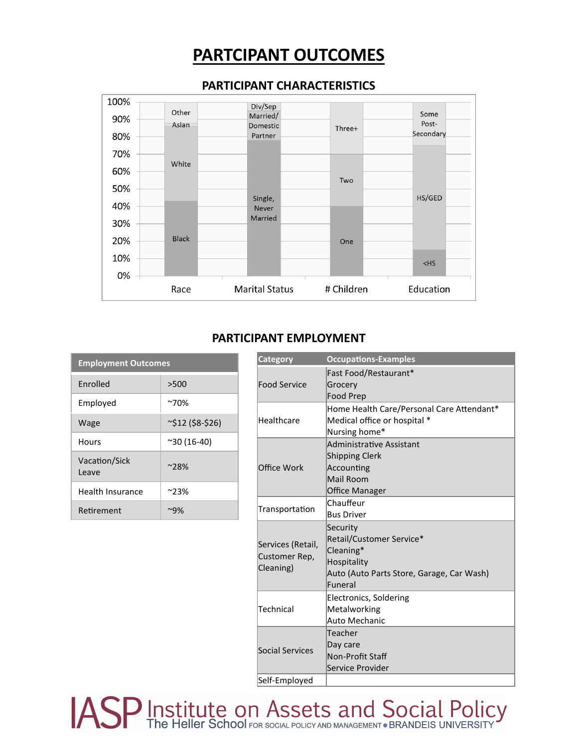# PARTCIPANT OUTCOMES

## PARTICIPANT CHARACTERISTICS

| | Race | Marital Status | # Children | Education |
|---|---|---|---|---|
| Segments (bottom to top) | Black, White, Asian, Other | Single, Never Married; Married/Domestic Partner; Div/Sep | One, Two, Three+ | <HS, HS/GED, Some Post-Secondary |

## PARTICIPANT EMPLOYMENT

| Employment Outcomes | |
|---|---|
| Enrolled | >500 |
| Employed | ~70% |
| Wage | ~$12 ($8-$26) |
| Hours | ~30 (16-40) |
| Vacation/Sick Leave | ~28% |
| Health Insurance | ~23% |
| Retirement | ~9% |

| Category | Occupations-Examples |
|---|---|
| Food Service | Fast Food/Restaurant*<br>Grocery<br>Food Prep |
| Healthcare | Home Health Care/Personal Care Attendant*<br>Medical office or hospital *<br>Nursing home* |
| Office Work | Administrative Assistant<br>Shipping Clerk<br>Accounting<br>Mail Room<br>Office Manager |
| Transportation | Chauffeur<br>Bus Driver |
| Services (Retail, Customer Rep, Cleaning) | Security<br>Retail/Customer Service*<br>Cleaning*<br>Hospitality<br>Auto (Auto Parts Store, Garage, Car Wash)<br>Funeral |
| Technical | Electronics, Soldering<br>Metalworking<br>Auto Mechanic |
| Social Services | Teacher<br>Day care<br>Non-Profit Staff<br>Service Provider |
| Self-Employed | |

IASP Institute on Assets and Social Policy
The Heller School FOR SOCIAL POLICY AND MANAGEMENT • BRANDEIS UNIVERSITY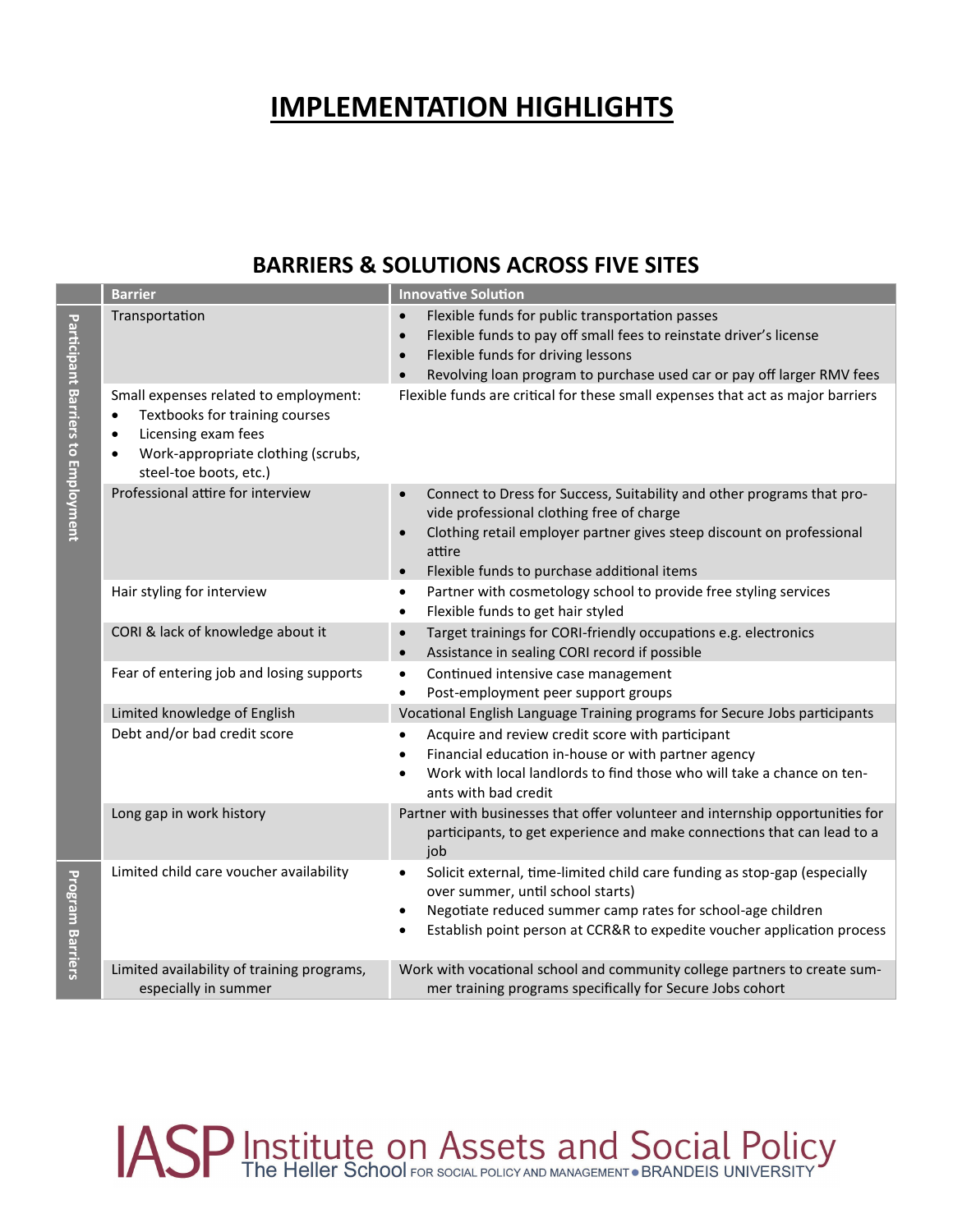# IMPLEMENTATION HIGHLIGHTS

## BARRIERS & SOLUTIONS ACROSS FIVE SITES

| | Barrier | Innovative Solution |
|---|---|---|
| Participant Barriers to Employment | Transportation | • Flexible funds for public transportation passes<br>• Flexible funds to pay off small fees to reinstate driver's license<br>• Flexible funds for driving lessons<br>• Revolving loan program to purchase used car or pay off larger RMV fees |
| | Small expenses related to employment:<br>• Textbooks for training courses<br>• Licensing exam fees<br>• Work-appropriate clothing (scrubs, steel-toe boots, etc.) | Flexible funds are critical for these small expenses that act as major barriers |
| | Professional attire for interview | • Connect to Dress for Success, Suitability and other programs that provide professional clothing free of charge<br>• Clothing retail employer partner gives steep discount on professional attire<br>• Flexible funds to purchase additional items |
| | Hair styling for interview | • Partner with cosmetology school to provide free styling services<br>• Flexible funds to get hair styled |
| | CORI & lack of knowledge about it | • Target trainings for CORI-friendly occupations e.g. electronics<br>• Assistance in sealing CORI record if possible |
| | Fear of entering job and losing supports | • Continued intensive case management<br>• Post-employment peer support groups |
| | Limited knowledge of English | Vocational English Language Training programs for Secure Jobs participants |
| | Debt and/or bad credit score | • Acquire and review credit score with participant<br>• Financial education in-house or with partner agency<br>• Work with local landlords to find those who will take a chance on tenants with bad credit |
| | Long gap in work history | Partner with businesses that offer volunteer and internship opportunities for participants, to get experience and make connections that can lead to a job |
| Program Barriers | Limited child care voucher availability | • Solicit external, time-limited child care funding as stop-gap (especially over summer, until school starts)<br>• Negotiate reduced summer camp rates for school-age children<br>• Establish point person at CCR&R to expedite voucher application process |
| | Limited availability of training programs, especially in summer | Work with vocational school and community college partners to create summer training programs specifically for Secure Jobs cohort |

IASP Institute on Assets and Social Policy
The Heller School FOR SOCIAL POLICY AND MANAGEMENT • BRANDEIS UNIVERSITY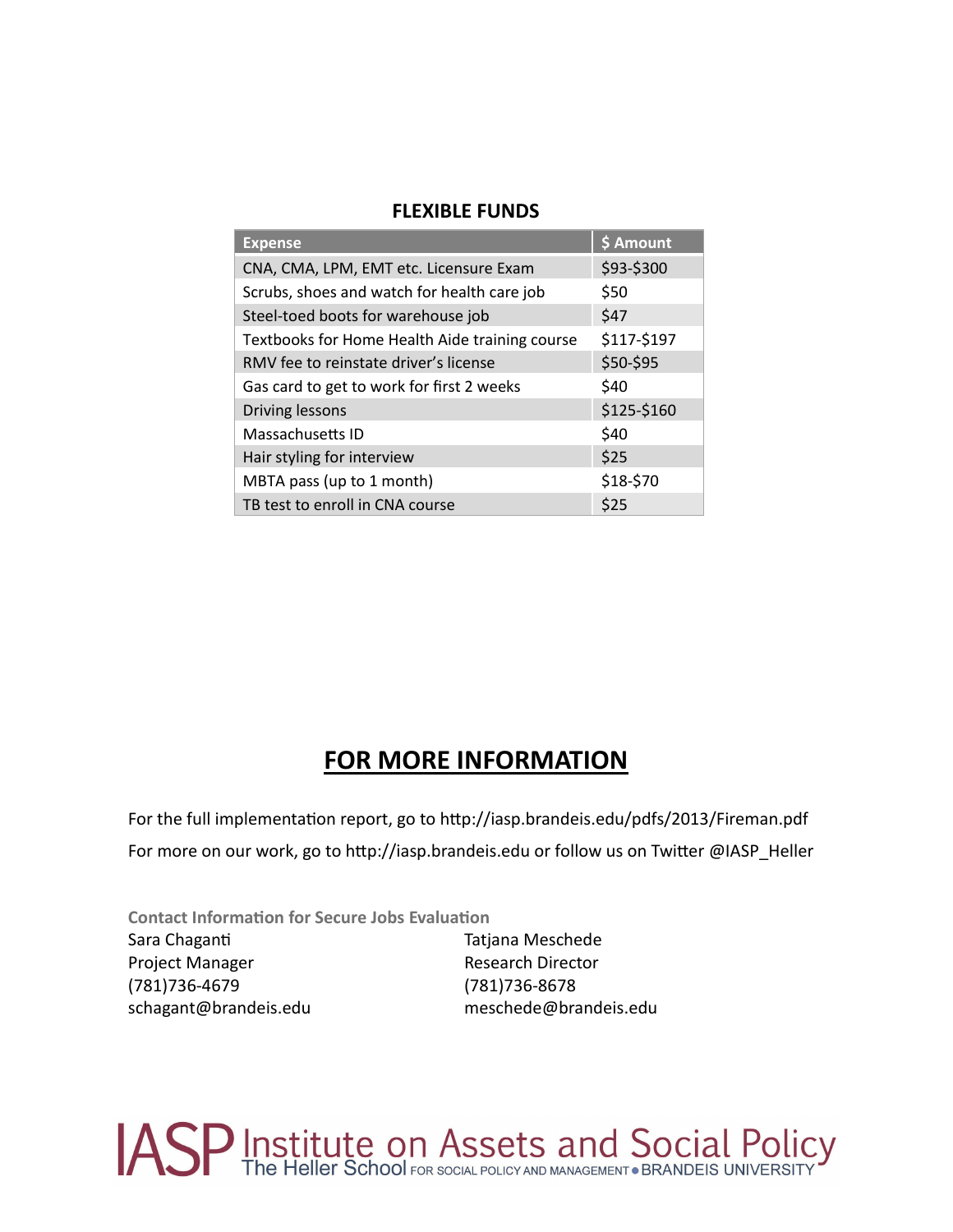## FLEXIBLE FUNDS

| Expense | $ Amount |
|---|---|
| CNA, CMA, LPM, EMT etc. Licensure Exam | $93-$300 |
| Scrubs, shoes and watch for health care job | $50 |
| Steel-toed boots for warehouse job | $47 |
| Textbooks for Home Health Aide training course | $117-$197 |
| RMV fee to reinstate driver's license | $50-$95 |
| Gas card to get to work for first 2 weeks | $40 |
| Driving lessons | $125-$160 |
| Massachusetts ID | $40 |
| Hair styling for interview | $25 |
| MBTA pass (up to 1 month) | $18-$70 |
| TB test to enroll in CNA course | $25 |

## FOR MORE INFORMATION

For the full implementation report, go to http://iasp.brandeis.edu/pdfs/2013/Fireman.pdf

For more on our work, go to http://iasp.brandeis.edu or follow us on Twitter @IASP_Heller

**Contact Information for Secure Jobs Evaluation**

Sara Chaganti
Project Manager
(781)736-4679
schagant@brandeis.edu

Tatjana Meschede
Research Director
(781)736-8678
meschede@brandeis.edu

IASP Institute on Assets and Social Policy
The Heller School FOR SOCIAL POLICY AND MANAGEMENT • BRANDEIS UNIVERSITY